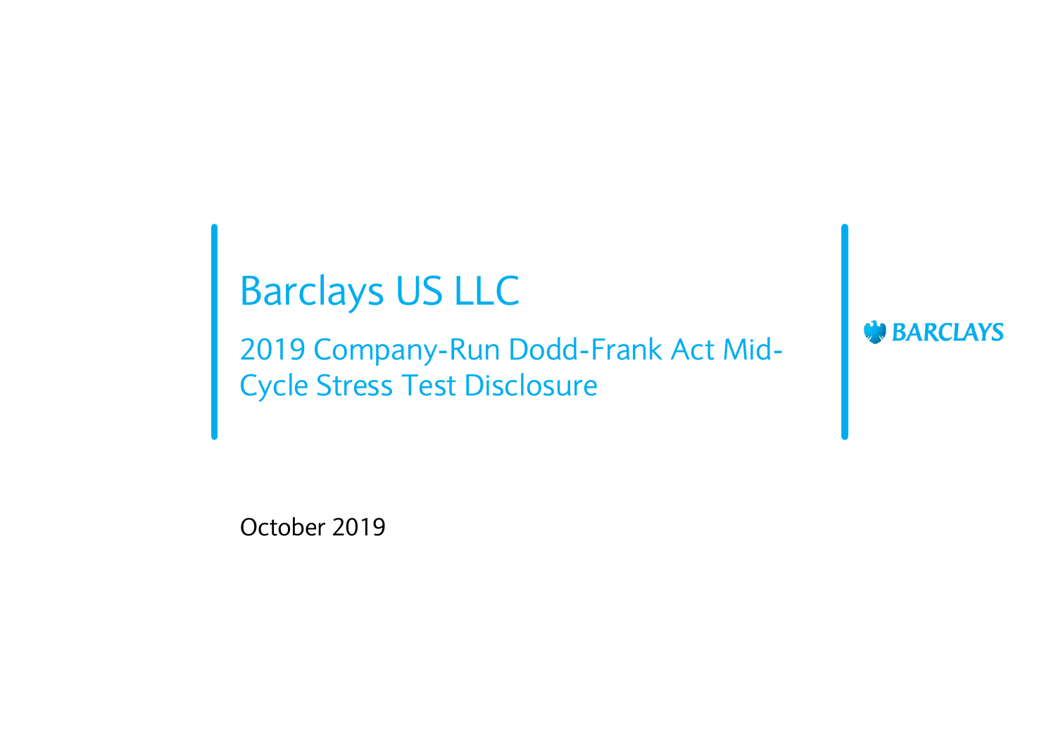# Barclays US LLC

## 2019 Company-Run Dodd-Frank Act Mid-Cycle Stress Test Disclosure

BARCLAYS

October 2019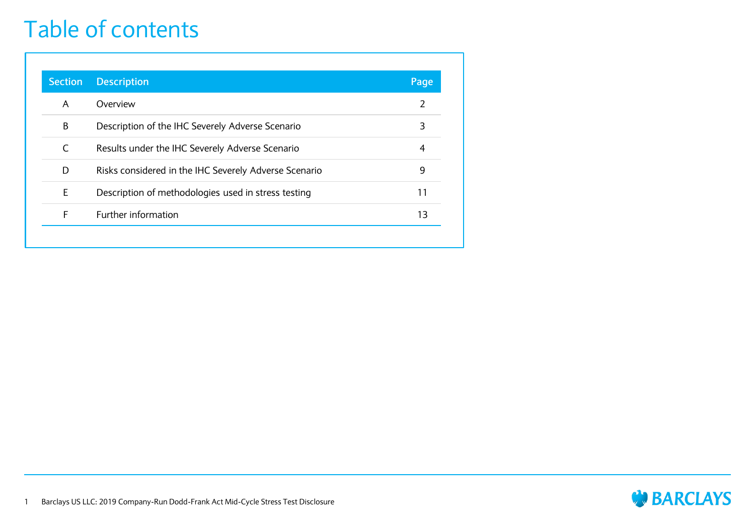# Table of contents

| Section | Description | Page |
|---|---|---|
| A | Overview | 2 |
| B | Description of the IHC Severely Adverse Scenario | 3 |
| C | Results under the IHC Severely Adverse Scenario | 4 |
| D | Risks considered in the IHC Severely Adverse Scenario | 9 |
| E | Description of methodologies used in stress testing | 11 |
| F | Further information | 13 |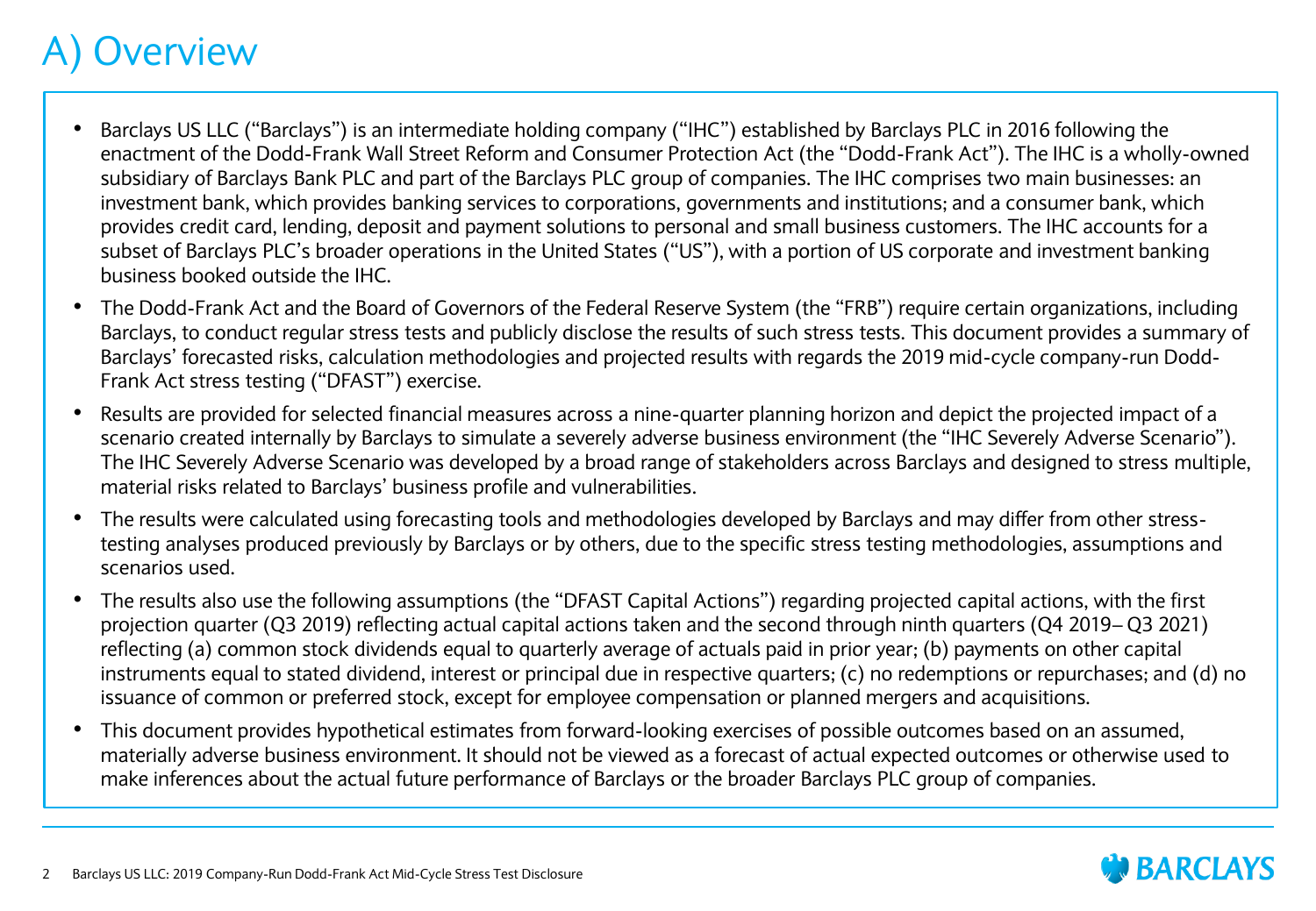# A) Overview

- Barclays US LLC ("Barclays") is an intermediate holding company ("IHC") established by Barclays PLC in 2016 following the enactment of the Dodd-Frank Wall Street Reform and Consumer Protection Act (the "Dodd-Frank Act"). The IHC is a wholly-owned subsidiary of Barclays Bank PLC and part of the Barclays PLC group of companies. The IHC comprises two main businesses: an investment bank, which provides banking services to corporations, governments and institutions; and a consumer bank, which provides credit card, lending, deposit and payment solutions to personal and small business customers. The IHC accounts for a subset of Barclays PLC's broader operations in the United States ("US"), with a portion of US corporate and investment banking business booked outside the IHC.
- The Dodd-Frank Act and the Board of Governors of the Federal Reserve System (the "FRB") require certain organizations, including Barclays, to conduct regular stress tests and publicly disclose the results of such stress tests. This document provides a summary of Barclays' forecasted risks, calculation methodologies and projected results with regards the 2019 mid-cycle company-run Dodd-Frank Act stress testing ("DFAST") exercise.
- Results are provided for selected financial measures across a nine-quarter planning horizon and depict the projected impact of a scenario created internally by Barclays to simulate a severely adverse business environment (the "IHC Severely Adverse Scenario"). The IHC Severely Adverse Scenario was developed by a broad range of stakeholders across Barclays and designed to stress multiple, material risks related to Barclays' business profile and vulnerabilities.
- The results were calculated using forecasting tools and methodologies developed by Barclays and may differ from other stress-testing analyses produced previously by Barclays or by others, due to the specific stress testing methodologies, assumptions and scenarios used.
- The results also use the following assumptions (the "DFAST Capital Actions") regarding projected capital actions, with the first projection quarter (Q3 2019) reflecting actual capital actions taken and the second through ninth quarters (Q4 2019– Q3 2021) reflecting (a) common stock dividends equal to quarterly average of actuals paid in prior year; (b) payments on other capital instruments equal to stated dividend, interest or principal due in respective quarters; (c) no redemptions or repurchases; and (d) no issuance of common or preferred stock, except for employee compensation or planned mergers and acquisitions.
- This document provides hypothetical estimates from forward-looking exercises of possible outcomes based on an assumed, materially adverse business environment. It should not be viewed as a forecast of actual expected outcomes or otherwise used to make inferences about the actual future performance of Barclays or the broader Barclays PLC group of companies.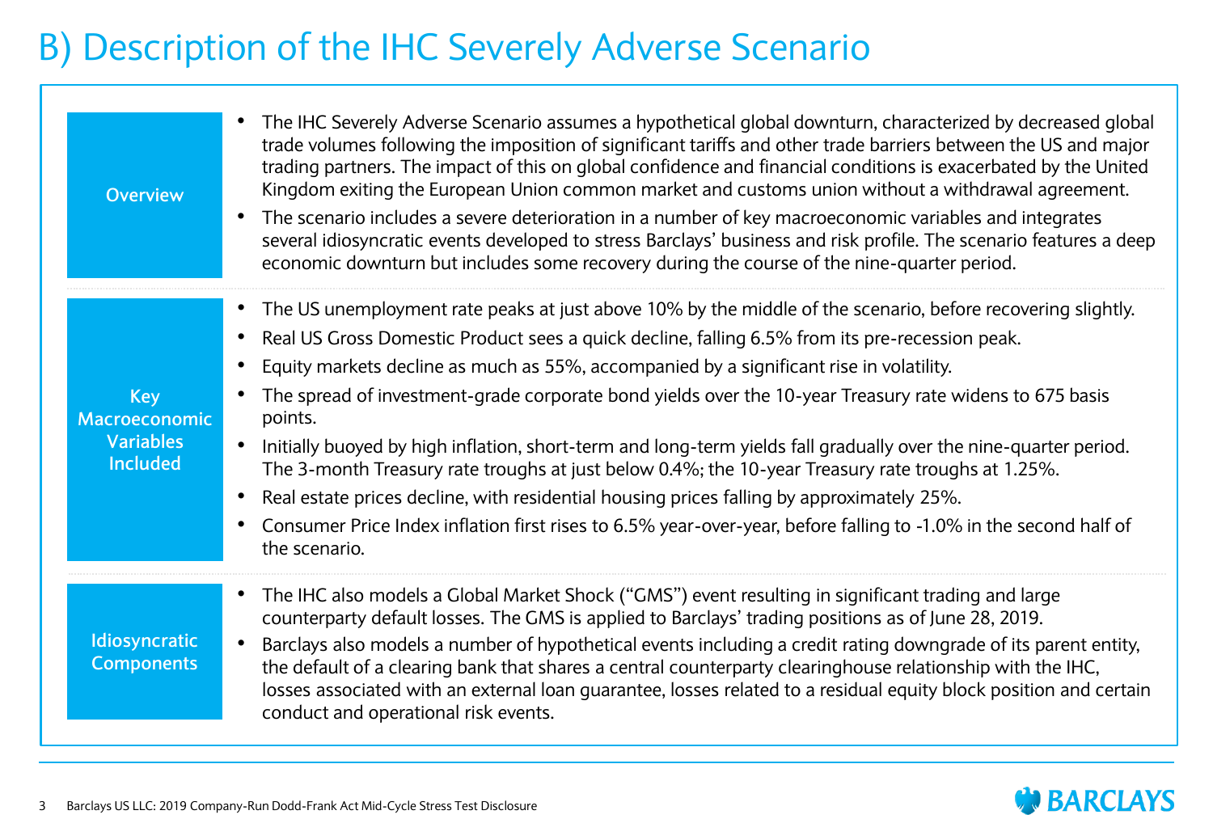# B) Description of the IHC Severely Adverse Scenario

## Overview

- The IHC Severely Adverse Scenario assumes a hypothetical global downturn, characterized by decreased global trade volumes following the imposition of significant tariffs and other trade barriers between the US and major trading partners. The impact of this on global confidence and financial conditions is exacerbated by the United Kingdom exiting the European Union common market and customs union without a withdrawal agreement.
- The scenario includes a severe deterioration in a number of key macroeconomic variables and integrates several idiosyncratic events developed to stress Barclays' business and risk profile. The scenario features a deep economic downturn but includes some recovery during the course of the nine-quarter period.

## Key Macroeconomic Variables Included

- The US unemployment rate peaks at just above 10% by the middle of the scenario, before recovering slightly.
- Real US Gross Domestic Product sees a quick decline, falling 6.5% from its pre-recession peak.
- Equity markets decline as much as 55%, accompanied by a significant rise in volatility.
- The spread of investment-grade corporate bond yields over the 10-year Treasury rate widens to 675 basis points.
- Initially buoyed by high inflation, short-term and long-term yields fall gradually over the nine-quarter period. The 3-month Treasury rate troughs at just below 0.4%; the 10-year Treasury rate troughs at 1.25%.
- Real estate prices decline, with residential housing prices falling by approximately 25%.
- Consumer Price Index inflation first rises to 6.5% year-over-year, before falling to -1.0% in the second half of the scenario.

## Idiosyncratic Components

- The IHC also models a Global Market Shock ("GMS") event resulting in significant trading and large counterparty default losses. The GMS is applied to Barclays' trading positions as of June 28, 2019.
- Barclays also models a number of hypothetical events including a credit rating downgrade of its parent entity, the default of a clearing bank that shares a central counterparty clearinghouse relationship with the IHC, losses associated with an external loan guarantee, losses related to a residual equity block position and certain conduct and operational risk events.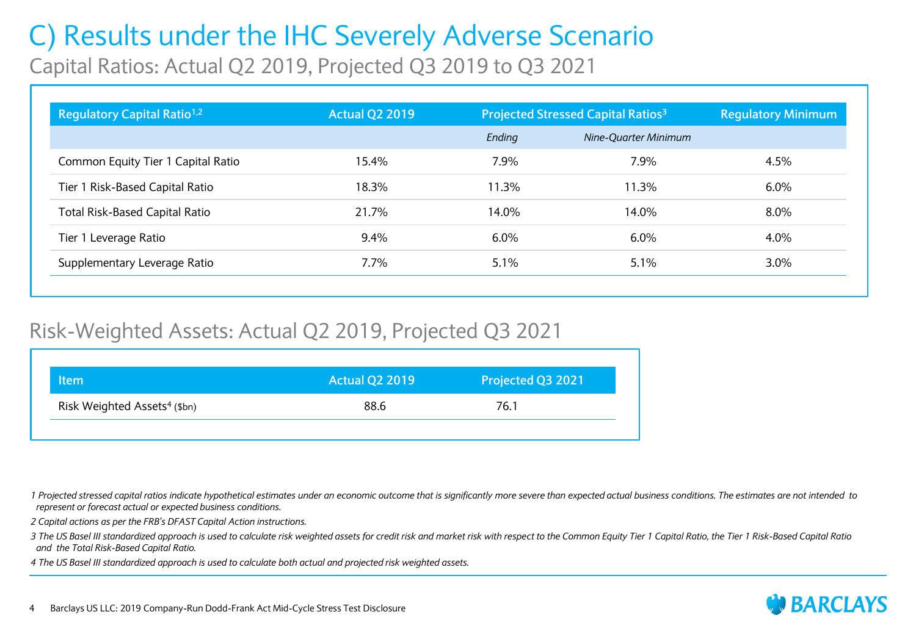# C) Results under the IHC Severely Adverse Scenario

## Capital Ratios: Actual Q2 2019, Projected Q3 2019 to Q3 2021

| Regulatory Capital Ratio[1,2] | Actual Q2 2019 | Projected Stressed Capital Ratios[3] | | Regulatory Minimum |
|---|---|---|---|---|
| | | *Ending* | *Nine-Quarter Minimum* | |
| Common Equity Tier 1 Capital Ratio | 15.4% | 7.9% | 7.9% | 4.5% |
| Tier 1 Risk-Based Capital Ratio | 18.3% | 11.3% | 11.3% | 6.0% |
| Total Risk-Based Capital Ratio | 21.7% | 14.0% | 14.0% | 8.0% |
| Tier 1 Leverage Ratio | 9.4% | 6.0% | 6.0% | 4.0% |
| Supplementary Leverage Ratio | 7.7% | 5.1% | 5.1% | 3.0% |

## Risk-Weighted Assets: Actual Q2 2019, Projected Q3 2021

| Item | Actual Q2 2019 | Projected Q3 2021 |
|---|---|---|
| Risk Weighted Assets[4] ($bn) | 88.6 | 76.1 |

*1 Projected stressed capital ratios indicate hypothetical estimates under an economic outcome that is significantly more severe than expected actual business conditions. The estimates are not intended to represent or forecast actual or expected business conditions.*

*2 Capital actions as per the FRB's DFAST Capital Action instructions.*

*3 The US Basel III standardized approach is used to calculate risk weighted assets for credit risk and market risk with respect to the Common Equity Tier 1 Capital Ratio, the Tier 1 Risk-Based Capital Ratio and the Total Risk-Based Capital Ratio.*

*4 The US Basel III standardized approach is used to calculate both actual and projected risk weighted assets.*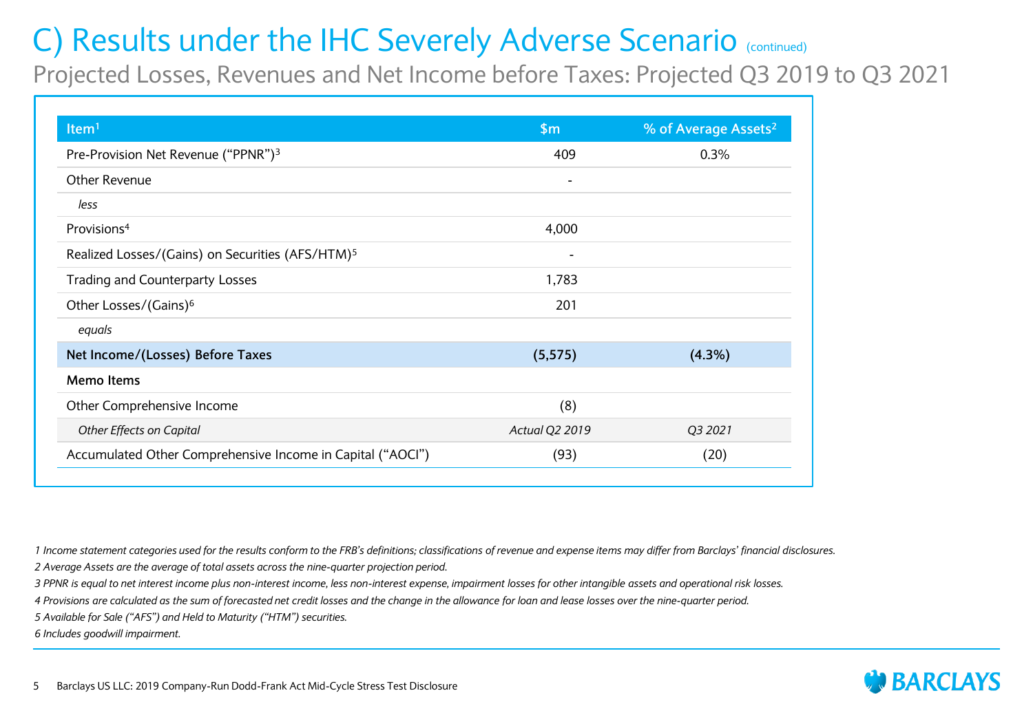# C) Results under the IHC Severely Adverse Scenario (continued)

## Projected Losses, Revenues and Net Income before Taxes: Projected Q3 2019 to Q3 2021

| Item[1] | $m | % of Average Assets[2] |
|---|---|---|
| Pre-Provision Net Revenue ("PPNR")[3] | 409 | 0.3% |
| Other Revenue | - | |
| *less* | | |
| Provisions[4] | 4,000 | |
| Realized Losses/(Gains) on Securities (AFS/HTM)[5] | - | |
| Trading and Counterparty Losses | 1,783 | |
| Other Losses/(Gains)[6] | 201 | |
| *equals* | | |
| **Net Income/(Losses) Before Taxes** | **(5,575)** | **(4.3%)** |
| **Memo Items** | | |
| Other Comprehensive Income | (8) | |
| *Other Effects on Capital* | *Actual Q2 2019* | *Q3 2021* |
| Accumulated Other Comprehensive Income in Capital ("AOCI") | (93) | (20) |

*1 Income statement categories used for the results conform to the FRB's definitions; classifications of revenue and expense items may differ from Barclays' financial disclosures.*

*2 Average Assets are the average of total assets across the nine-quarter projection period.*

*3 PPNR is equal to net interest income plus non-interest income, less non-interest expense, impairment losses for other intangible assets and operational risk losses.*

*4 Provisions are calculated as the sum of forecasted net credit losses and the change in the allowance for loan and lease losses over the nine-quarter period.*

*5 Available for Sale ("AFS") and Held to Maturity ("HTM") securities.*

*6 Includes goodwill impairment.*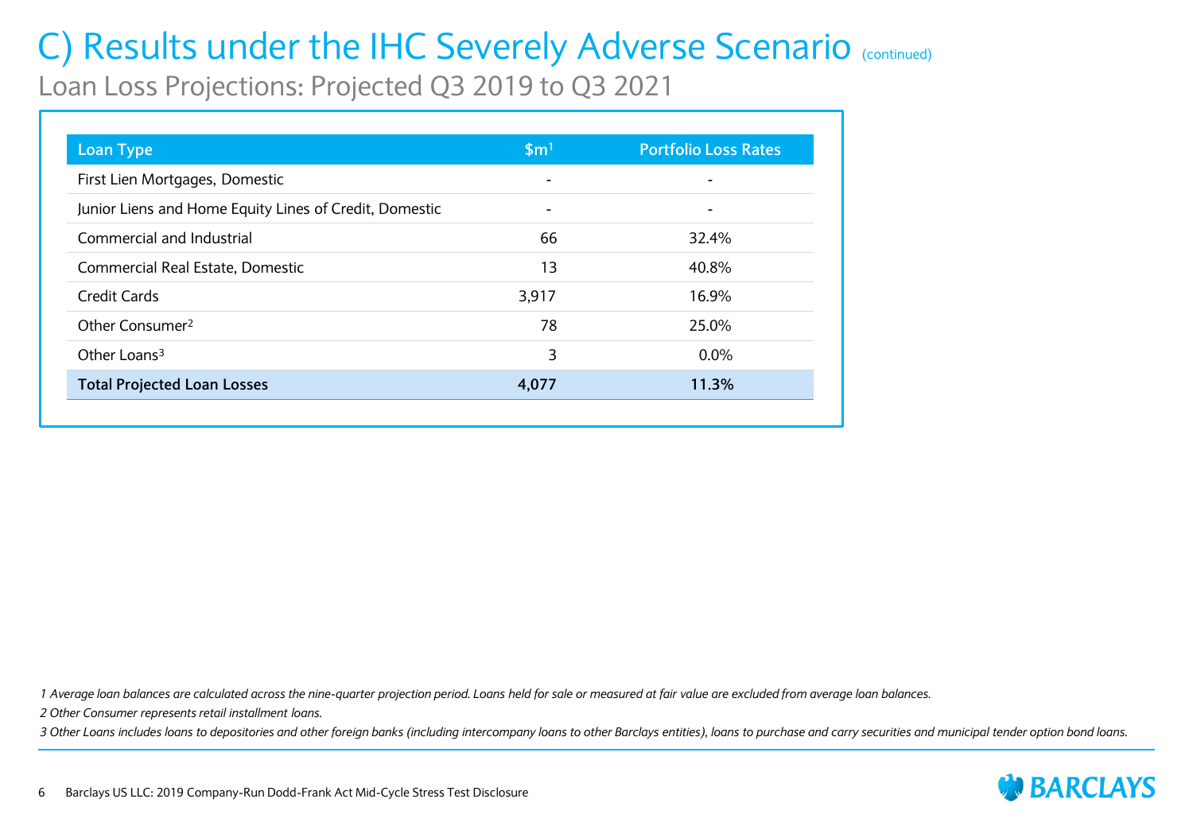# C) Results under the IHC Severely Adverse Scenario (continued)

## Loan Loss Projections: Projected Q3 2019 to Q3 2021

| Loan Type | $m[1] | Portfolio Loss Rates |
| --- | --- | --- |
| First Lien Mortgages, Domestic | - | - |
| Junior Liens and Home Equity Lines of Credit, Domestic | - | - |
| Commercial and Industrial | 66 | 32.4% |
| Commercial Real Estate, Domestic | 13 | 40.8% |
| Credit Cards | 3,917 | 16.9% |
| Other Consumer[2] | 78 | 25.0% |
| Other Loans[3] | 3 | 0.0% |
| **Total Projected Loan Losses** | **4,077** | **11.3%** |

*1 Average loan balances are calculated across the nine-quarter projection period. Loans held for sale or measured at fair value are excluded from average loan balances.*

*2 Other Consumer represents retail installment loans.*

*3 Other Loans includes loans to depositories and other foreign banks (including intercompany loans to other Barclays entities), loans to purchase and carry securities and municipal tender option bond loans.*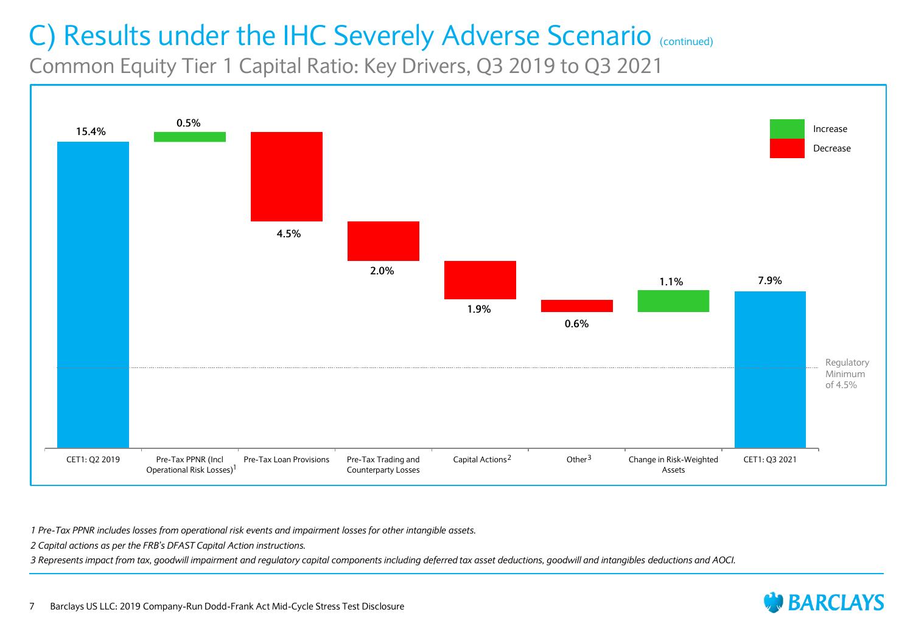# C) Results under the IHC Severely Adverse Scenario (continued)

## Common Equity Tier 1 Capital Ratio: Key Drivers, Q3 2019 to Q3 2021

| Driver | Value | Type |
|---|---|---|
| CET1: Q2 2019 | 15.4% | |
| Pre-Tax PPNR (Incl Operational Risk Losses)[1] | 0.5% | Increase |
| Pre-Tax Loan Provisions | 4.5% | Decrease |
| Pre-Tax Trading and Counterparty Losses | 2.0% | Decrease |
| Capital Actions[2] | 1.9% | Decrease |
| Other[3] | 0.6% | Decrease |
| Change in Risk-Weighted Assets | 1.1% | Increase |
| CET1: Q3 2021 | 7.9% | |

Regulatory Minimum of 4.5%

*1 Pre-Tax PPNR includes losses from operational risk events and impairment losses for other intangible assets.*

*2 Capital actions as per the FRB's DFAST Capital Action instructions.*

*3 Represents impact from tax, goodwill impairment and regulatory capital components including deferred tax asset deductions, goodwill and intangibles deductions and AOCI.*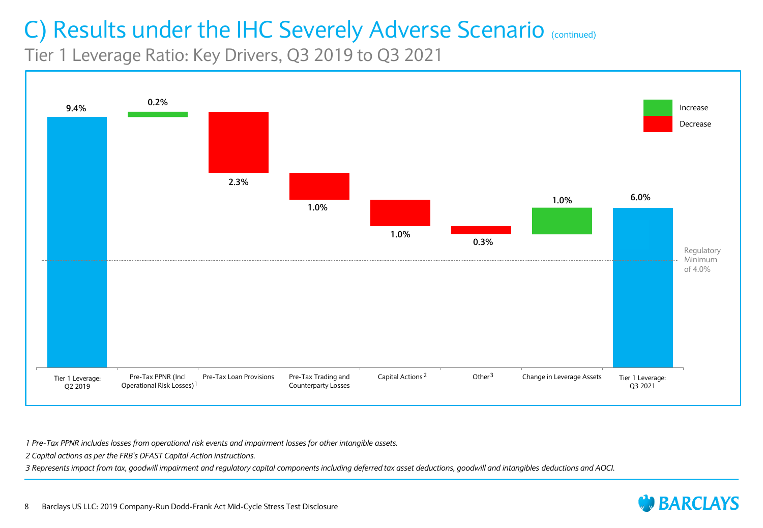# C) Results under the IHC Severely Adverse Scenario (continued)

## Tier 1 Leverage Ratio: Key Drivers, Q3 2019 to Q3 2021

| Driver | Value | Direction |
|---|---|---|
| Tier 1 Leverage: Q2 2019 | 9.4% | |
| Pre-Tax PPNR (Incl Operational Risk Losses)[1] | 0.2% | Increase |
| Pre-Tax Loan Provisions | 2.3% | Decrease |
| Pre-Tax Trading and Counterparty Losses | 1.0% | Decrease |
| Capital Actions[2] | 1.0% | Decrease |
| Other[3] | 0.3% | Decrease |
| Change in Leverage Assets | 1.0% | Increase |
| Tier 1 Leverage: Q3 2021 | 6.0% | |

Regulatory Minimum of 4.0%

*1 Pre-Tax PPNR includes losses from operational risk events and impairment losses for other intangible assets.*

*2 Capital actions as per the FRB's DFAST Capital Action instructions.*

*3 Represents impact from tax, goodwill impairment and regulatory capital components including deferred tax asset deductions, goodwill and intangibles deductions and AOCI.*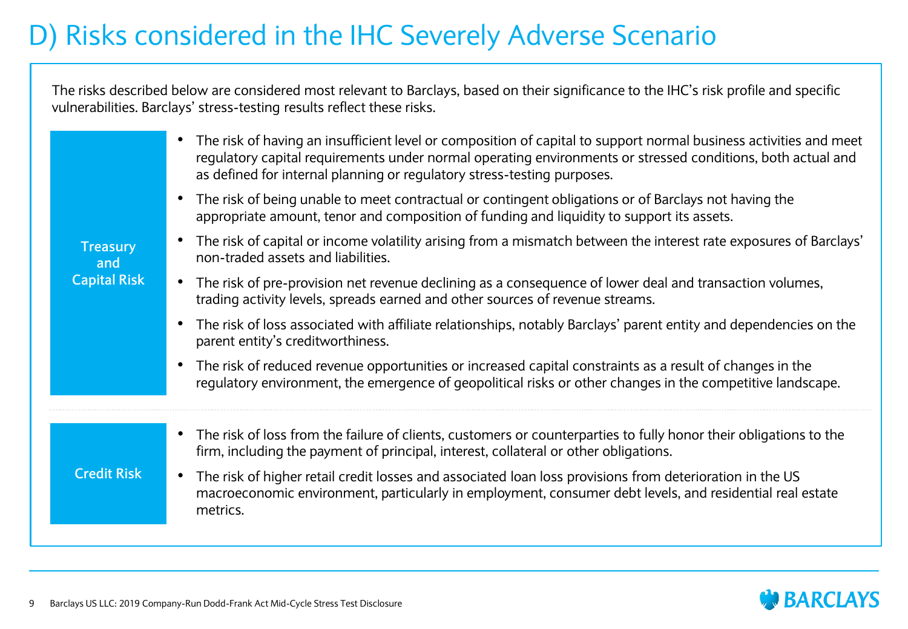# D) Risks considered in the IHC Severely Adverse Scenario

The risks described below are considered most relevant to Barclays, based on their significance to the IHC's risk profile and specific vulnerabilities. Barclays' stress-testing results reflect these risks.

### Treasury and Capital Risk

- The risk of having an insufficient level or composition of capital to support normal business activities and meet regulatory capital requirements under normal operating environments or stressed conditions, both actual and as defined for internal planning or regulatory stress-testing purposes.
- The risk of being unable to meet contractual or contingent obligations or of Barclays not having the appropriate amount, tenor and composition of funding and liquidity to support its assets.
- The risk of capital or income volatility arising from a mismatch between the interest rate exposures of Barclays' non-traded assets and liabilities.
- The risk of pre-provision net revenue declining as a consequence of lower deal and transaction volumes, trading activity levels, spreads earned and other sources of revenue streams.
- The risk of loss associated with affiliate relationships, notably Barclays' parent entity and dependencies on the parent entity's creditworthiness.
- The risk of reduced revenue opportunities or increased capital constraints as a result of changes in the regulatory environment, the emergence of geopolitical risks or other changes in the competitive landscape.

### Credit Risk

- The risk of loss from the failure of clients, customers or counterparties to fully honor their obligations to the firm, including the payment of principal, interest, collateral or other obligations.
- The risk of higher retail credit losses and associated loan loss provisions from deterioration in the US macroeconomic environment, particularly in employment, consumer debt levels, and residential real estate metrics.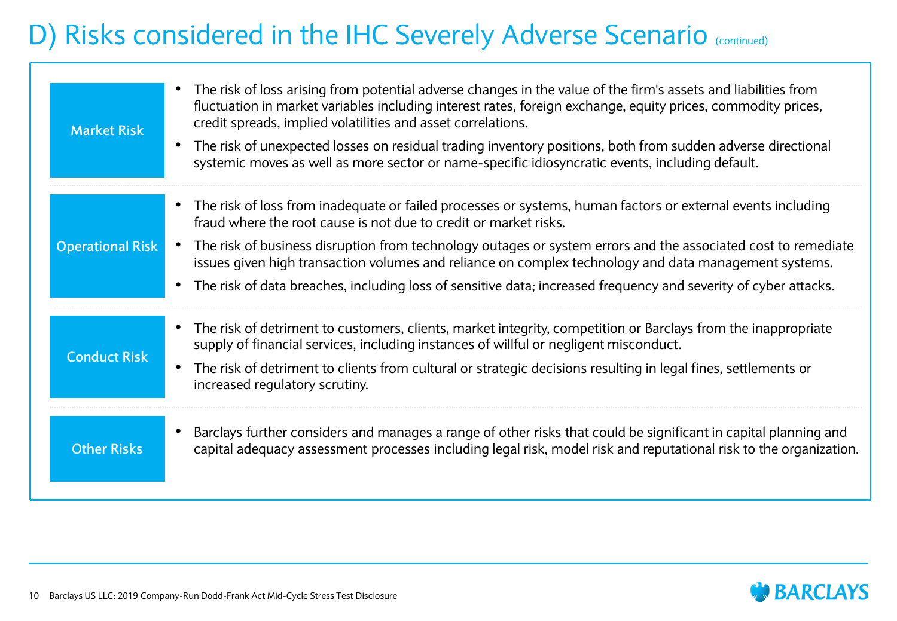# D) Risks considered in the IHC Severely Adverse Scenario (continued)

| Risk | Description |
| --- | --- |
| **Market Risk** | • The risk of loss arising from potential adverse changes in the value of the firm's assets and liabilities from fluctuation in market variables including interest rates, foreign exchange, equity prices, commodity prices, credit spreads, implied volatilities and asset correlations.<br>• The risk of unexpected losses on residual trading inventory positions, both from sudden adverse directional systemic moves as well as more sector or name-specific idiosyncratic events, including default. |
| **Operational Risk** | • The risk of loss from inadequate or failed processes or systems, human factors or external events including fraud where the root cause is not due to credit or market risks.<br>• The risk of business disruption from technology outages or system errors and the associated cost to remediate issues given high transaction volumes and reliance on complex technology and data management systems.<br>• The risk of data breaches, including loss of sensitive data; increased frequency and severity of cyber attacks. |
| **Conduct Risk** | • The risk of detriment to customers, clients, market integrity, competition or Barclays from the inappropriate supply of financial services, including instances of willful or negligent misconduct.<br>• The risk of detriment to clients from cultural or strategic decisions resulting in legal fines, settlements or increased regulatory scrutiny. |
| **Other Risks** | • Barclays further considers and manages a range of other risks that could be significant in capital planning and capital adequacy assessment processes including legal risk, model risk and reputational risk to the organization. |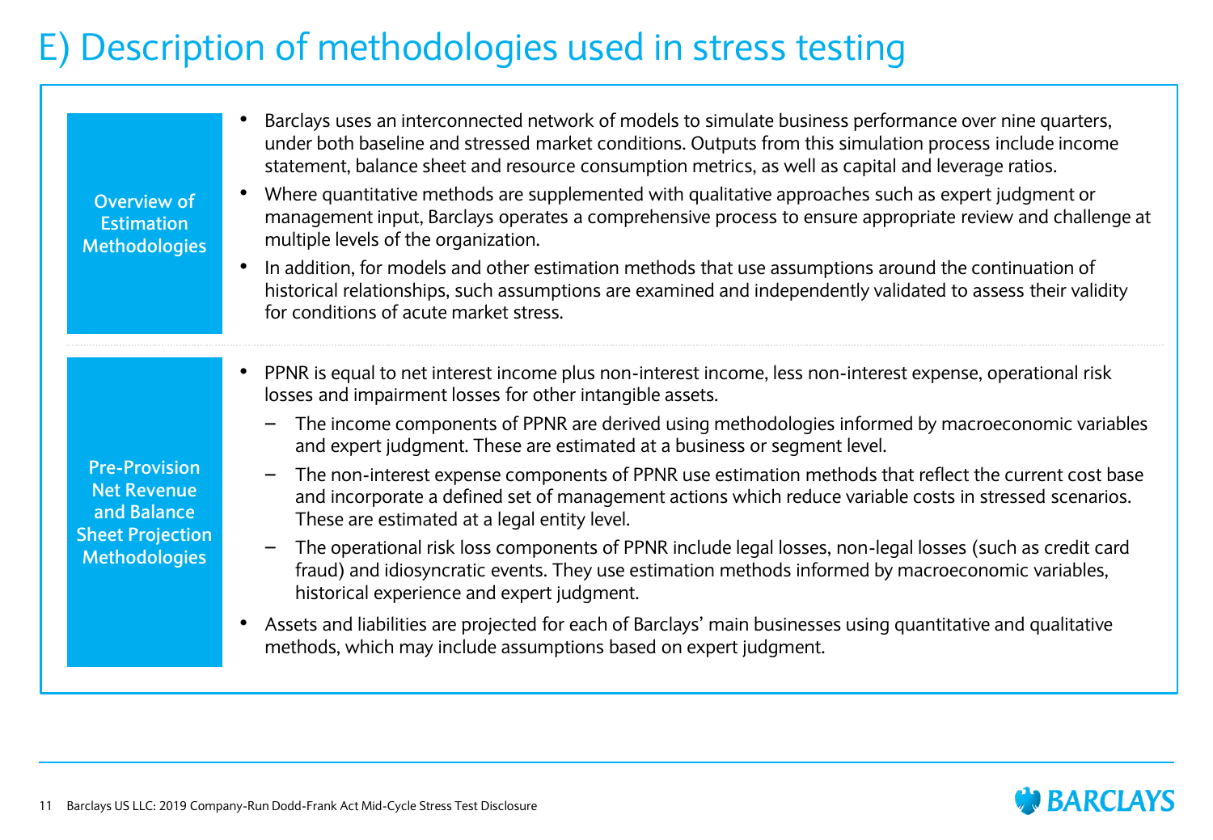# E) Description of methodologies used in stress testing

### Overview of Estimation Methodologies

- Barclays uses an interconnected network of models to simulate business performance over nine quarters, under both baseline and stressed market conditions. Outputs from this simulation process include income statement, balance sheet and resource consumption metrics, as well as capital and leverage ratios.
- Where quantitative methods are supplemented with qualitative approaches such as expert judgment or management input, Barclays operates a comprehensive process to ensure appropriate review and challenge at multiple levels of the organization.
- In addition, for models and other estimation methods that use assumptions around the continuation of historical relationships, such assumptions are examined and independently validated to assess their validity for conditions of acute market stress.

### Pre-Provision Net Revenue and Balance Sheet Projection Methodologies

- PPNR is equal to net interest income plus non-interest income, less non-interest expense, operational risk losses and impairment losses for other intangible assets.
  - The income components of PPNR are derived using methodologies informed by macroeconomic variables and expert judgment. These are estimated at a business or segment level.
  - The non-interest expense components of PPNR use estimation methods that reflect the current cost base and incorporate a defined set of management actions which reduce variable costs in stressed scenarios. These are estimated at a legal entity level.
  - The operational risk loss components of PPNR include legal losses, non-legal losses (such as credit card fraud) and idiosyncratic events. They use estimation methods informed by macroeconomic variables, historical experience and expert judgment.
- Assets and liabilities are projected for each of Barclays' main businesses using quantitative and qualitative methods, which may include assumptions based on expert judgment.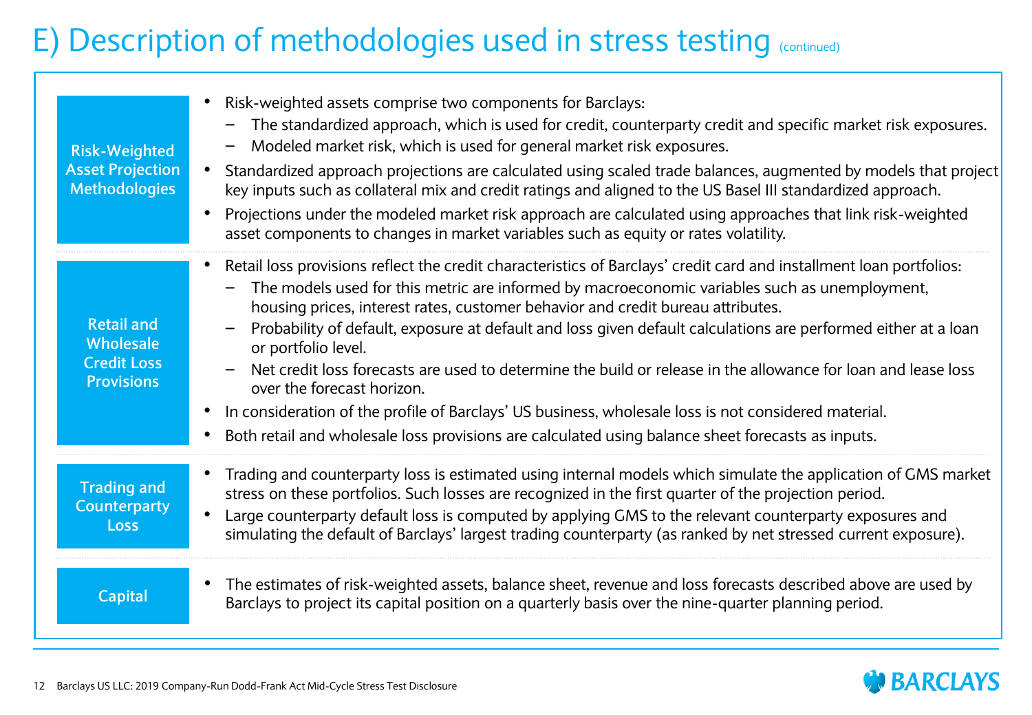# E) Description of methodologies used in stress testing (continued)

### Risk-Weighted Asset Projection Methodologies

- Risk-weighted assets comprise two components for Barclays:
  - The standardized approach, which is used for credit, counterparty credit and specific market risk exposures.
  - Modeled market risk, which is used for general market risk exposures.
- Standardized approach projections are calculated using scaled trade balances, augmented by models that project key inputs such as collateral mix and credit ratings and aligned to the US Basel III standardized approach.
- Projections under the modeled market risk approach are calculated using approaches that link risk-weighted asset components to changes in market variables such as equity or rates volatility.

### Retail and Wholesale Credit Loss Provisions

- Retail loss provisions reflect the credit characteristics of Barclays' credit card and installment loan portfolios:
  - The models used for this metric are informed by macroeconomic variables such as unemployment, housing prices, interest rates, customer behavior and credit bureau attributes.
  - Probability of default, exposure at default and loss given default calculations are performed either at a loan or portfolio level.
  - Net credit loss forecasts are used to determine the build or release in the allowance for loan and lease loss over the forecast horizon.
- In consideration of the profile of Barclays' US business, wholesale loss is not considered material.
- Both retail and wholesale loss provisions are calculated using balance sheet forecasts as inputs.

### Trading and Counterparty Loss

- Trading and counterparty loss is estimated using internal models which simulate the application of GMS market stress on these portfolios. Such losses are recognized in the first quarter of the projection period.
- Large counterparty default loss is computed by applying GMS to the relevant counterparty exposures and simulating the default of Barclays' largest trading counterparty (as ranked by net stressed current exposure).

### Capital

- The estimates of risk-weighted assets, balance sheet, revenue and loss forecasts described above are used by Barclays to project its capital position on a quarterly basis over the nine-quarter planning period.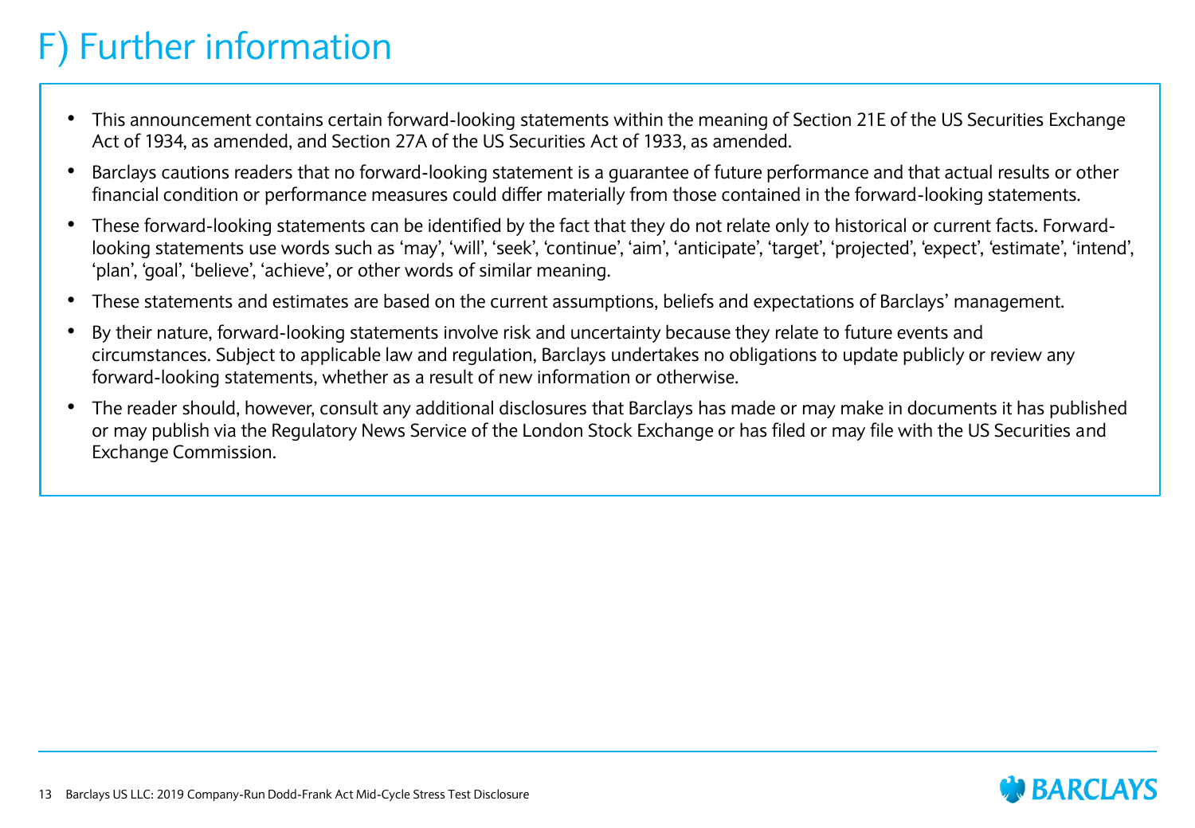# F) Further information

- This announcement contains certain forward-looking statements within the meaning of Section 21E of the US Securities Exchange Act of 1934, as amended, and Section 27A of the US Securities Act of 1933, as amended.
- Barclays cautions readers that no forward-looking statement is a guarantee of future performance and that actual results or other financial condition or performance measures could differ materially from those contained in the forward-looking statements.
- These forward-looking statements can be identified by the fact that they do not relate only to historical or current facts. Forward-looking statements use words such as 'may', 'will', 'seek', 'continue', 'aim', 'anticipate', 'target', 'projected', 'expect', 'estimate', 'intend', 'plan', 'goal', 'believe', 'achieve', or other words of similar meaning.
- These statements and estimates are based on the current assumptions, beliefs and expectations of Barclays' management.
- By their nature, forward-looking statements involve risk and uncertainty because they relate to future events and circumstances. Subject to applicable law and regulation, Barclays undertakes no obligations to update publicly or review any forward-looking statements, whether as a result of new information or otherwise.
- The reader should, however, consult any additional disclosures that Barclays has made or may make in documents it has published or may publish via the Regulatory News Service of the London Stock Exchange or has filed or may file with the US Securities and Exchange Commission.